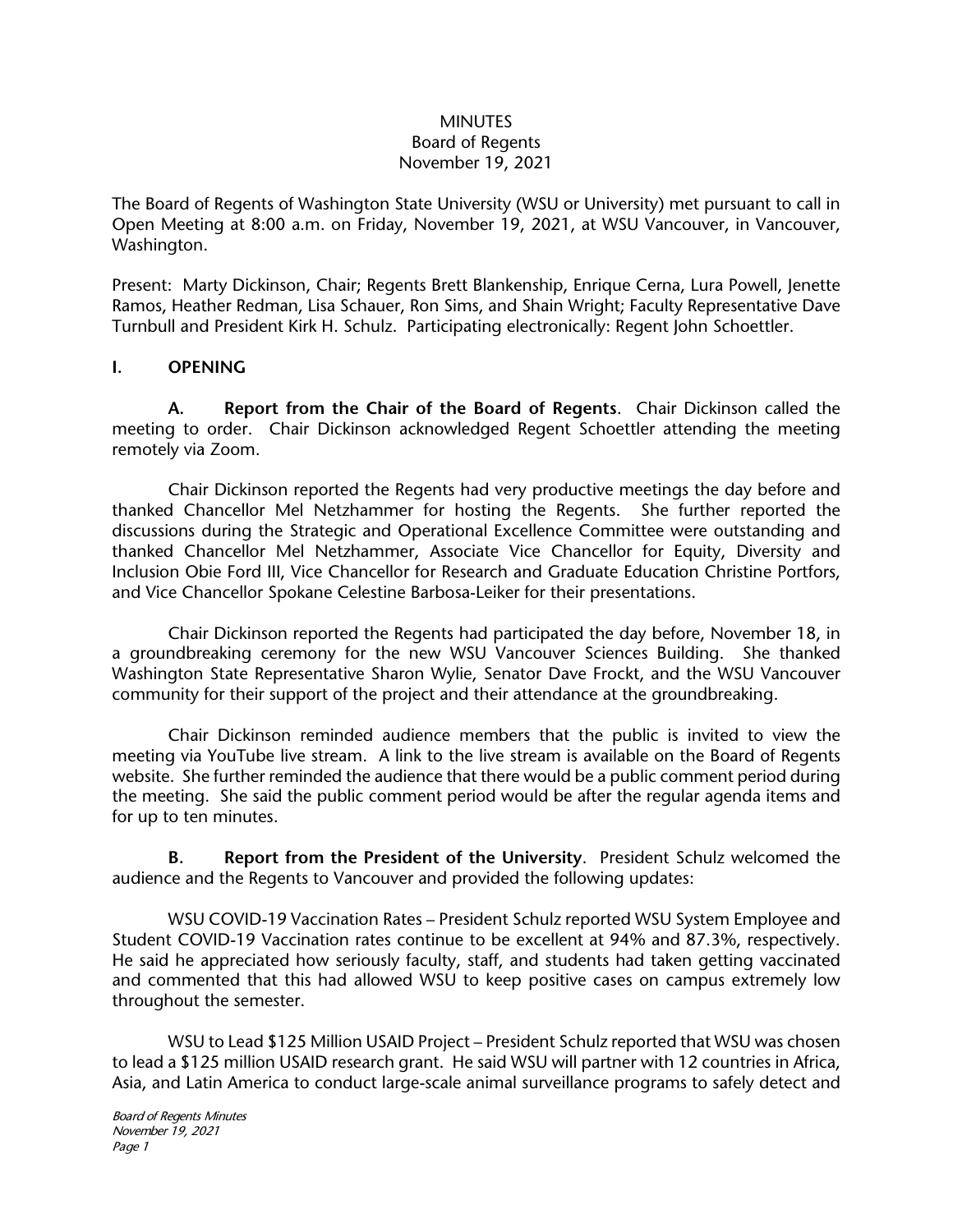# MINUTES
## Board of Regents
## November 19, 2021

The Board of Regents of Washington State University (WSU or University) met pursuant to call in Open Meeting at 8:00 a.m. on Friday, November 19, 2021, at WSU Vancouver, in Vancouver, Washington.

Present: Marty Dickinson, Chair; Regents Brett Blankenship, Enrique Cerna, Lura Powell, Jenette Ramos, Heather Redman, Lisa Schauer, Ron Sims, and Shain Wright; Faculty Representative Dave Turnbull and President Kirk H. Schulz. Participating electronically: Regent John Schoettler.

## I. OPENING

**A. Report from the Chair of the Board of Regents**. Chair Dickinson called the meeting to order. Chair Dickinson acknowledged Regent Schoettler attending the meeting remotely via Zoom.

Chair Dickinson reported the Regents had very productive meetings the day before and thanked Chancellor Mel Netzhammer for hosting the Regents. She further reported the discussions during the Strategic and Operational Excellence Committee were outstanding and thanked Chancellor Mel Netzhammer, Associate Vice Chancellor for Equity, Diversity and Inclusion Obie Ford III, Vice Chancellor for Research and Graduate Education Christine Portfors, and Vice Chancellor Spokane Celestine Barbosa-Leiker for their presentations.

Chair Dickinson reported the Regents had participated the day before, November 18, in a groundbreaking ceremony for the new WSU Vancouver Sciences Building. She thanked Washington State Representative Sharon Wylie, Senator Dave Frockt, and the WSU Vancouver community for their support of the project and their attendance at the groundbreaking.

Chair Dickinson reminded audience members that the public is invited to view the meeting via YouTube live stream. A link to the live stream is available on the Board of Regents website. She further reminded the audience that there would be a public comment period during the meeting. She said the public comment period would be after the regular agenda items and for up to ten minutes.

**B. Report from the President of the University**. President Schulz welcomed the audience and the Regents to Vancouver and provided the following updates:

WSU COVID-19 Vaccination Rates – President Schulz reported WSU System Employee and Student COVID-19 Vaccination rates continue to be excellent at 94% and 87.3%, respectively. He said he appreciated how seriously faculty, staff, and students had taken getting vaccinated and commented that this had allowed WSU to keep positive cases on campus extremely low throughout the semester.

WSU to Lead $125 Million USAID Project – President Schulz reported that WSU was chosen to lead a $125 million USAID research grant. He said WSU will partner with 12 countries in Africa, Asia, and Latin America to conduct large-scale animal surveillance programs to safely detect and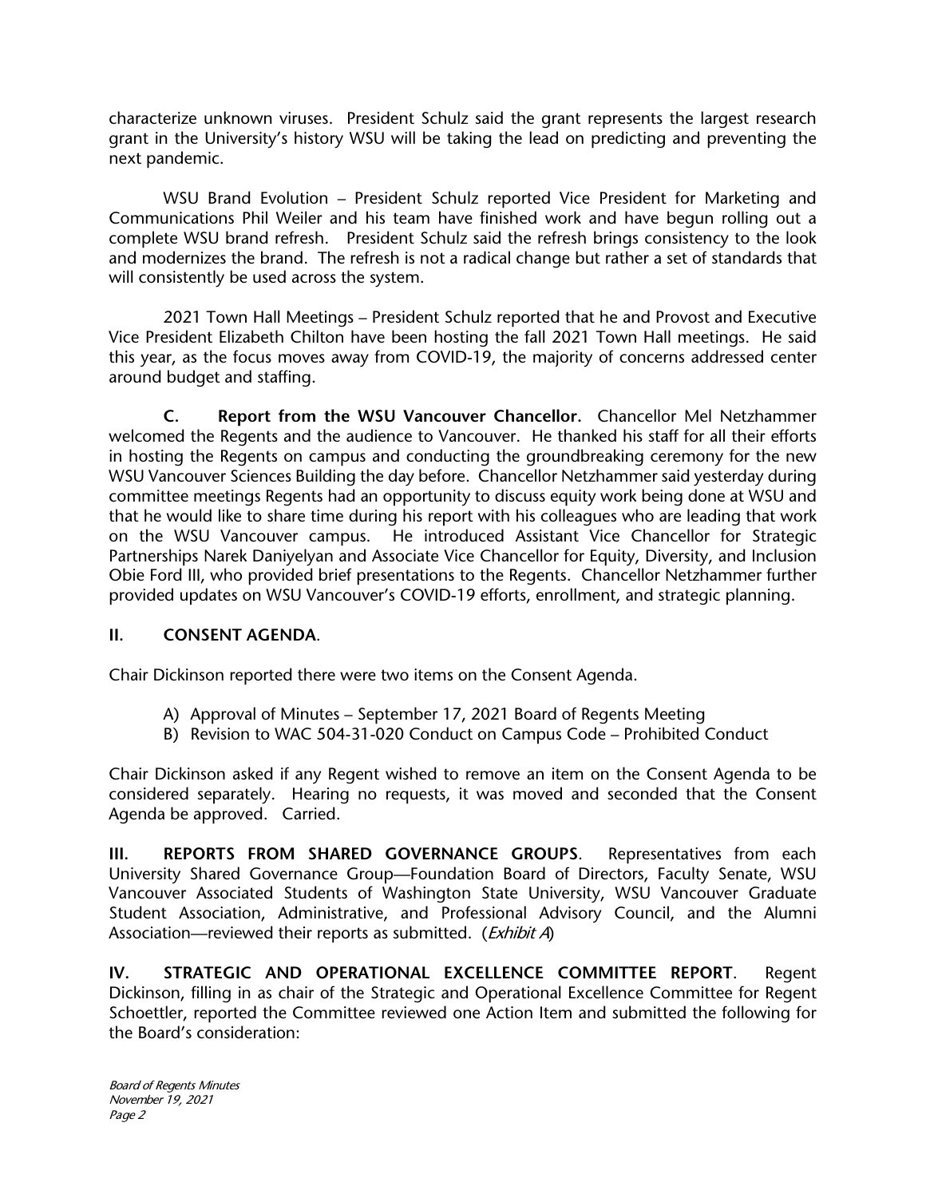characterize unknown viruses. President Schulz said the grant represents the largest research grant in the University's history WSU will be taking the lead on predicting and preventing the next pandemic.

WSU Brand Evolution – President Schulz reported Vice President for Marketing and Communications Phil Weiler and his team have finished work and have begun rolling out a complete WSU brand refresh. President Schulz said the refresh brings consistency to the look and modernizes the brand. The refresh is not a radical change but rather a set of standards that will consistently be used across the system.

2021 Town Hall Meetings – President Schulz reported that he and Provost and Executive Vice President Elizabeth Chilton have been hosting the fall 2021 Town Hall meetings. He said this year, as the focus moves away from COVID-19, the majority of concerns addressed center around budget and staffing.

**C. Report from the WSU Vancouver Chancellor.** Chancellor Mel Netzhammer welcomed the Regents and the audience to Vancouver. He thanked his staff for all their efforts in hosting the Regents on campus and conducting the groundbreaking ceremony for the new WSU Vancouver Sciences Building the day before. Chancellor Netzhammer said yesterday during committee meetings Regents had an opportunity to discuss equity work being done at WSU and that he would like to share time during his report with his colleagues who are leading that work on the WSU Vancouver campus. He introduced Assistant Vice Chancellor for Strategic Partnerships Narek Daniyelyan and Associate Vice Chancellor for Equity, Diversity, and Inclusion Obie Ford III, who provided brief presentations to the Regents. Chancellor Netzhammer further provided updates on WSU Vancouver's COVID-19 efforts, enrollment, and strategic planning.

## II. CONSENT AGENDA.

Chair Dickinson reported there were two items on the Consent Agenda.

A) Approval of Minutes – September 17, 2021 Board of Regents Meeting
B) Revision to WAC 504-31-020 Conduct on Campus Code – Prohibited Conduct

Chair Dickinson asked if any Regent wished to remove an item on the Consent Agenda to be considered separately. Hearing no requests, it was moved and seconded that the Consent Agenda be approved. Carried.

**III. REPORTS FROM SHARED GOVERNANCE GROUPS.** Representatives from each University Shared Governance Group—Foundation Board of Directors, Faculty Senate, WSU Vancouver Associated Students of Washington State University, WSU Vancouver Graduate Student Association, Administrative, and Professional Advisory Council, and the Alumni Association—reviewed their reports as submitted. (*Exhibit A*)

**IV. STRATEGIC AND OPERATIONAL EXCELLENCE COMMITTEE REPORT.** Regent Dickinson, filling in as chair of the Strategic and Operational Excellence Committee for Regent Schoettler, reported the Committee reviewed one Action Item and submitted the following for the Board's consideration: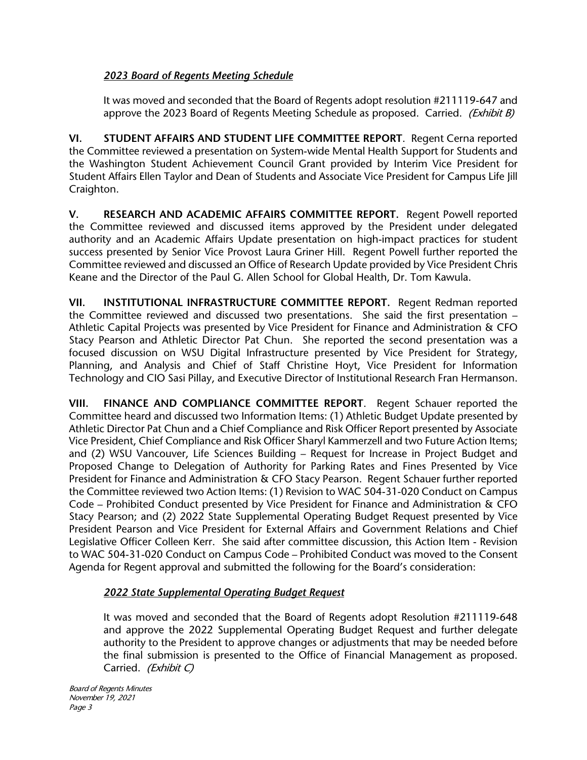*2023 Board of Regents Meeting Schedule*

It was moved and seconded that the Board of Regents adopt resolution #211119-647 and approve the 2023 Board of Regents Meeting Schedule as proposed. Carried. *(Exhibit B)*

**VI. STUDENT AFFAIRS AND STUDENT LIFE COMMITTEE REPORT**. Regent Cerna reported the Committee reviewed a presentation on System-wide Mental Health Support for Students and the Washington Student Achievement Council Grant provided by Interim Vice President for Student Affairs Ellen Taylor and Dean of Students and Associate Vice President for Campus Life Jill Craighton.

**V. RESEARCH AND ACADEMIC AFFAIRS COMMITTEE REPORT.** Regent Powell reported the Committee reviewed and discussed items approved by the President under delegated authority and an Academic Affairs Update presentation on high-impact practices for student success presented by Senior Vice Provost Laura Griner Hill. Regent Powell further reported the Committee reviewed and discussed an Office of Research Update provided by Vice President Chris Keane and the Director of the Paul G. Allen School for Global Health, Dr. Tom Kawula.

**VII. INSTITUTIONAL INFRASTRUCTURE COMMITTEE REPORT**. Regent Redman reported the Committee reviewed and discussed two presentations. She said the first presentation – Athletic Capital Projects was presented by Vice President for Finance and Administration & CFO Stacy Pearson and Athletic Director Pat Chun. She reported the second presentation was a focused discussion on WSU Digital Infrastructure presented by Vice President for Strategy, Planning, and Analysis and Chief of Staff Christine Hoyt, Vice President for Information Technology and CIO Sasi Pillay, and Executive Director of Institutional Research Fran Hermanson.

**VIII. FINANCE AND COMPLIANCE COMMITTEE REPORT**. Regent Schauer reported the Committee heard and discussed two Information Items: (1) Athletic Budget Update presented by Athletic Director Pat Chun and a Chief Compliance and Risk Officer Report presented by Associate Vice President, Chief Compliance and Risk Officer Sharyl Kammerzell and two Future Action Items; and (2) WSU Vancouver, Life Sciences Building – Request for Increase in Project Budget and Proposed Change to Delegation of Authority for Parking Rates and Fines Presented by Vice President for Finance and Administration & CFO Stacy Pearson. Regent Schauer further reported the Committee reviewed two Action Items: (1) Revision to WAC 504-31-020 Conduct on Campus Code – Prohibited Conduct presented by Vice President for Finance and Administration & CFO Stacy Pearson; and (2) 2022 State Supplemental Operating Budget Request presented by Vice President Pearson and Vice President for External Affairs and Government Relations and Chief Legislative Officer Colleen Kerr. She said after committee discussion, this Action Item - Revision to WAC 504-31-020 Conduct on Campus Code – Prohibited Conduct was moved to the Consent Agenda for Regent approval and submitted the following for the Board's consideration:

*2022 State Supplemental Operating Budget Request*

It was moved and seconded that the Board of Regents adopt Resolution #211119-648 and approve the 2022 Supplemental Operating Budget Request and further delegate authority to the President to approve changes or adjustments that may be needed before the final submission is presented to the Office of Financial Management as proposed. Carried. *(Exhibit C)*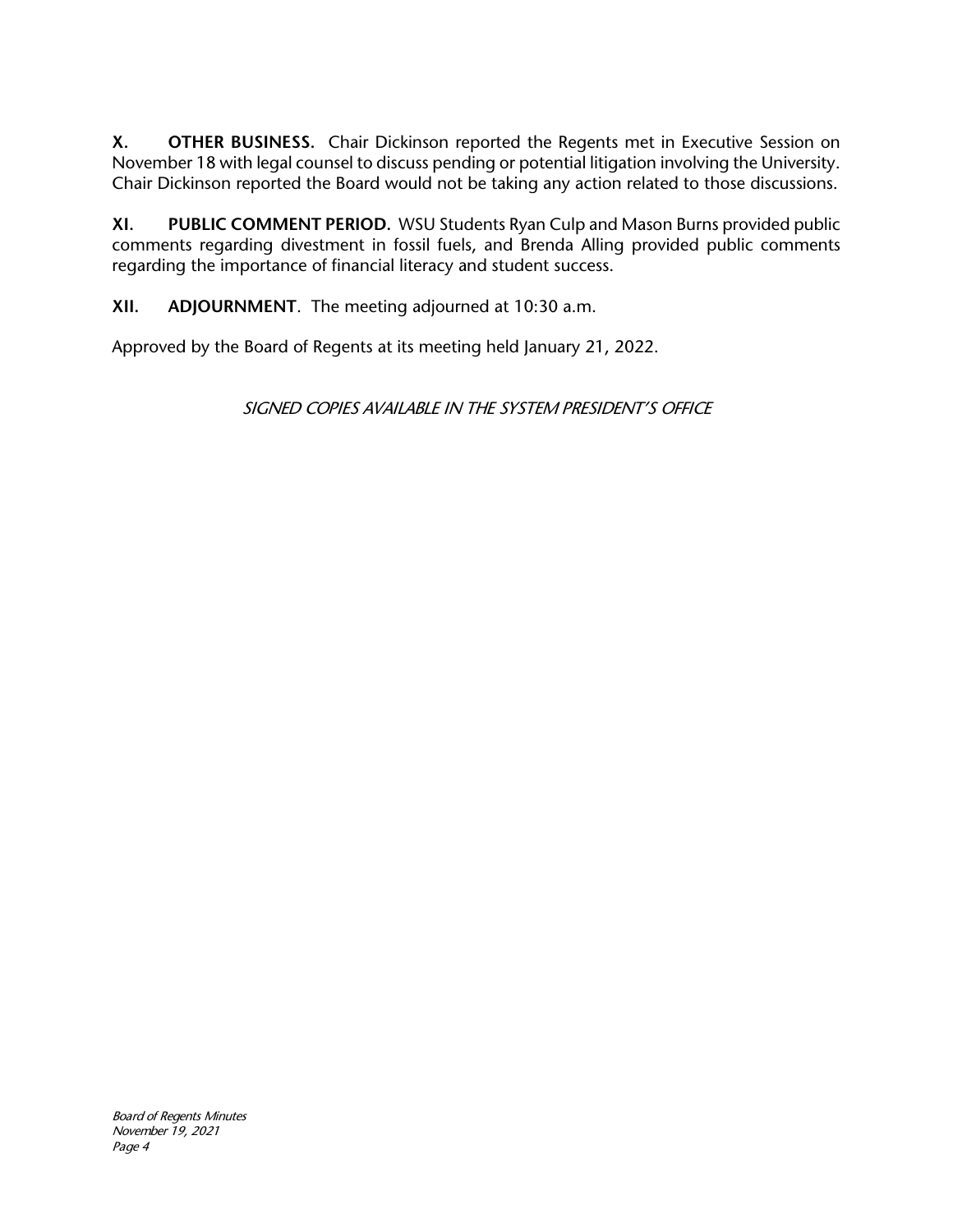**X. OTHER BUSINESS.** Chair Dickinson reported the Regents met in Executive Session on November 18 with legal counsel to discuss pending or potential litigation involving the University. Chair Dickinson reported the Board would not be taking any action related to those discussions.

**XI. PUBLIC COMMENT PERIOD.** WSU Students Ryan Culp and Mason Burns provided public comments regarding divestment in fossil fuels, and Brenda Alling provided public comments regarding the importance of financial literacy and student success.

**XII. ADJOURNMENT**. The meeting adjourned at 10:30 a.m.

Approved by the Board of Regents at its meeting held January 21, 2022.

*SIGNED COPIES AVAILABLE IN THE SYSTEM PRESIDENT'S OFFICE*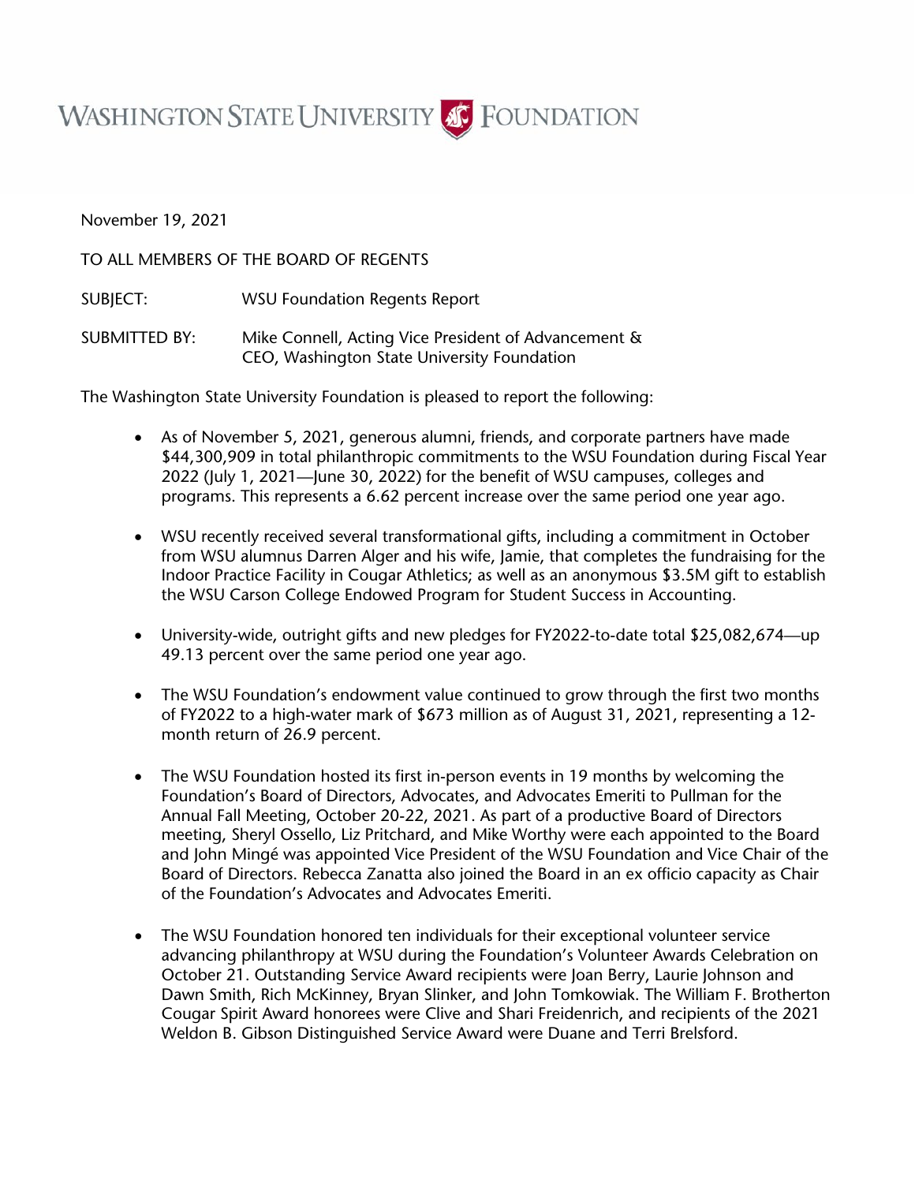# WASHINGTON STATE UNIVERSITY FOUNDATION

November 19, 2021

TO ALL MEMBERS OF THE BOARD OF REGENTS

SUBJECT: WSU Foundation Regents Report

SUBMITTED BY: Mike Connell, Acting Vice President of Advancement & CEO, Washington State University Foundation

The Washington State University Foundation is pleased to report the following:

- As of November 5, 2021, generous alumni, friends, and corporate partners have made $44,300,909 in total philanthropic commitments to the WSU Foundation during Fiscal Year 2022 (July 1, 2021—June 30, 2022) for the benefit of WSU campuses, colleges and programs. This represents a 6.62 percent increase over the same period one year ago.

- WSU recently received several transformational gifts, including a commitment in October from WSU alumnus Darren Alger and his wife, Jamie, that completes the fundraising for the Indoor Practice Facility in Cougar Athletics; as well as an anonymous $3.5M gift to establish the WSU Carson College Endowed Program for Student Success in Accounting.

- University-wide, outright gifts and new pledges for FY2022-to-date total $25,082,674—up 49.13 percent over the same period one year ago.

- The WSU Foundation's endowment value continued to grow through the first two months of FY2022 to a high-water mark of $673 million as of August 31, 2021, representing a 12-month return of 26.9 percent.

- The WSU Foundation hosted its first in-person events in 19 months by welcoming the Foundation's Board of Directors, Advocates, and Advocates Emeriti to Pullman for the Annual Fall Meeting, October 20-22, 2021. As part of a productive Board of Directors meeting, Sheryl Ossello, Liz Pritchard, and Mike Worthy were each appointed to the Board and John Mingé was appointed Vice President of the WSU Foundation and Vice Chair of the Board of Directors. Rebecca Zanatta also joined the Board in an ex officio capacity as Chair of the Foundation's Advocates and Advocates Emeriti.

- The WSU Foundation honored ten individuals for their exceptional volunteer service advancing philanthropy at WSU during the Foundation's Volunteer Awards Celebration on October 21. Outstanding Service Award recipients were Joan Berry, Laurie Johnson and Dawn Smith, Rich McKinney, Bryan Slinker, and John Tomkowiak. The William F. Brotherton Cougar Spirit Award honorees were Clive and Shari Freidenrich, and recipients of the 2021 Weldon B. Gibson Distinguished Service Award were Duane and Terri Brelsford.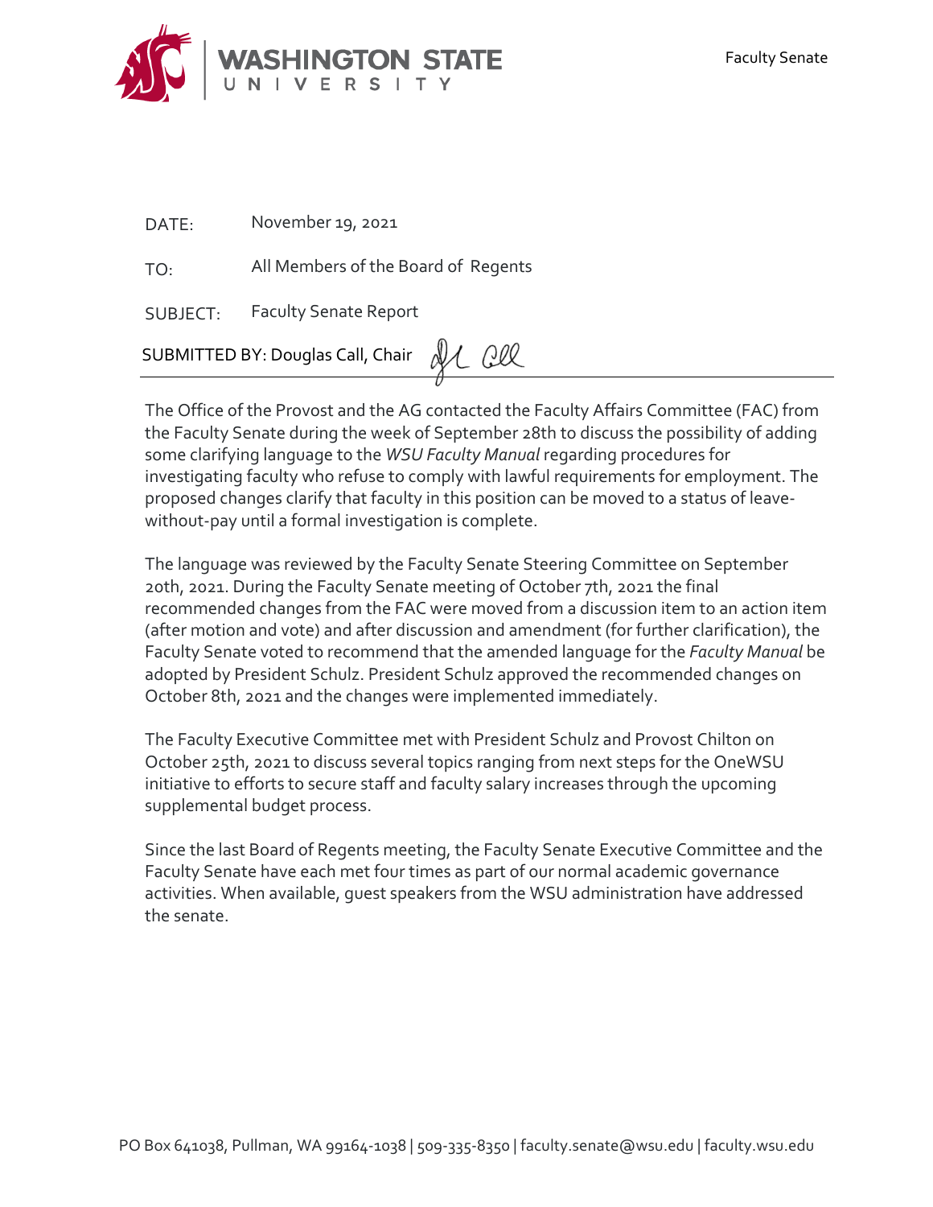Faculty Senate

DATE: November 19, 2021

TO: All Members of the Board of Regents

SUBJECT: Faculty Senate Report

SUBMITTED BY: Douglas Call, Chair

---

The Office of the Provost and the AG contacted the Faculty Affairs Committee (FAC) from the Faculty Senate during the week of September 28th to discuss the possibility of adding some clarifying language to the *WSU Faculty Manual* regarding procedures for investigating faculty who refuse to comply with lawful requirements for employment. The proposed changes clarify that faculty in this position can be moved to a status of leave-without-pay until a formal investigation is complete.

The language was reviewed by the Faculty Senate Steering Committee on September 20th, 2021. During the Faculty Senate meeting of October 7th, 2021 the final recommended changes from the FAC were moved from a discussion item to an action item (after motion and vote) and after discussion and amendment (for further clarification), the Faculty Senate voted to recommend that the amended language for the *Faculty Manual* be adopted by President Schulz. President Schulz approved the recommended changes on October 8th, 2021 and the changes were implemented immediately.

The Faculty Executive Committee met with President Schulz and Provost Chilton on October 25th, 2021 to discuss several topics ranging from next steps for the OneWSU initiative to efforts to secure staff and faculty salary increases through the upcoming supplemental budget process.

Since the last Board of Regents meeting, the Faculty Senate Executive Committee and the Faculty Senate have each met four times as part of our normal academic governance activities. When available, guest speakers from the WSU administration have addressed the senate.

PO Box 641038, Pullman, WA 99164-1038 | 509-335-8350 | faculty.senate@wsu.edu | faculty.wsu.edu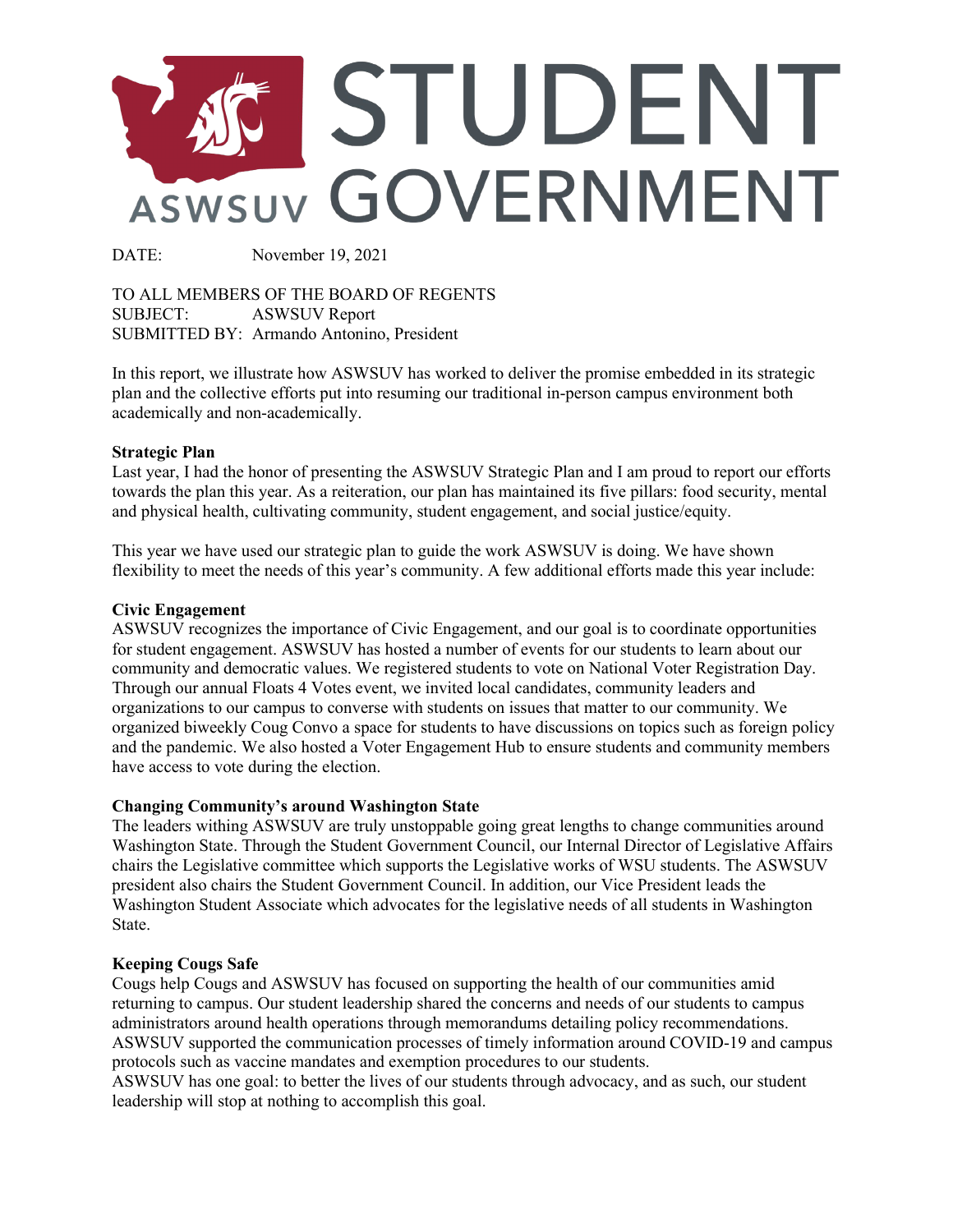# ASWSUV STUDENT GOVERNMENT

DATE: November 19, 2021

TO ALL MEMBERS OF THE BOARD OF REGENTS
SUBJECT: ASWSUV Report
SUBMITTED BY: Armando Antonino, President

In this report, we illustrate how ASWSUV has worked to deliver the promise embedded in its strategic plan and the collective efforts put into resuming our traditional in-person campus environment both academically and non-academically.

**Strategic Plan**
Last year, I had the honor of presenting the ASWSUV Strategic Plan and I am proud to report our efforts towards the plan this year. As a reiteration, our plan has maintained its five pillars: food security, mental and physical health, cultivating community, student engagement, and social justice/equity.

This year we have used our strategic plan to guide the work ASWSUV is doing. We have shown flexibility to meet the needs of this year's community. A few additional efforts made this year include:

**Civic Engagement**
ASWSUV recognizes the importance of Civic Engagement, and our goal is to coordinate opportunities for student engagement. ASWSUV has hosted a number of events for our students to learn about our community and democratic values. We registered students to vote on National Voter Registration Day. Through our annual Floats 4 Votes event, we invited local candidates, community leaders and organizations to our campus to converse with students on issues that matter to our community. We organized biweekly Coug Convo a space for students to have discussions on topics such as foreign policy and the pandemic. We also hosted a Voter Engagement Hub to ensure students and community members have access to vote during the election.

**Changing Community's around Washington State**
The leaders withing ASWSUV are truly unstoppable going great lengths to change communities around Washington State. Through the Student Government Council, our Internal Director of Legislative Affairs chairs the Legislative committee which supports the Legislative works of WSU students. The ASWSUV president also chairs the Student Government Council. In addition, our Vice President leads the Washington Student Associate which advocates for the legislative needs of all students in Washington State.

**Keeping Cougs Safe**
Cougs help Cougs and ASWSUV has focused on supporting the health of our communities amid returning to campus. Our student leadership shared the concerns and needs of our students to campus administrators around health operations through memorandums detailing policy recommendations. ASWSUV supported the communication processes of timely information around COVID-19 and campus protocols such as vaccine mandates and exemption procedures to our students.
ASWSUV has one goal: to better the lives of our students through advocacy, and as such, our student leadership will stop at nothing to accomplish this goal.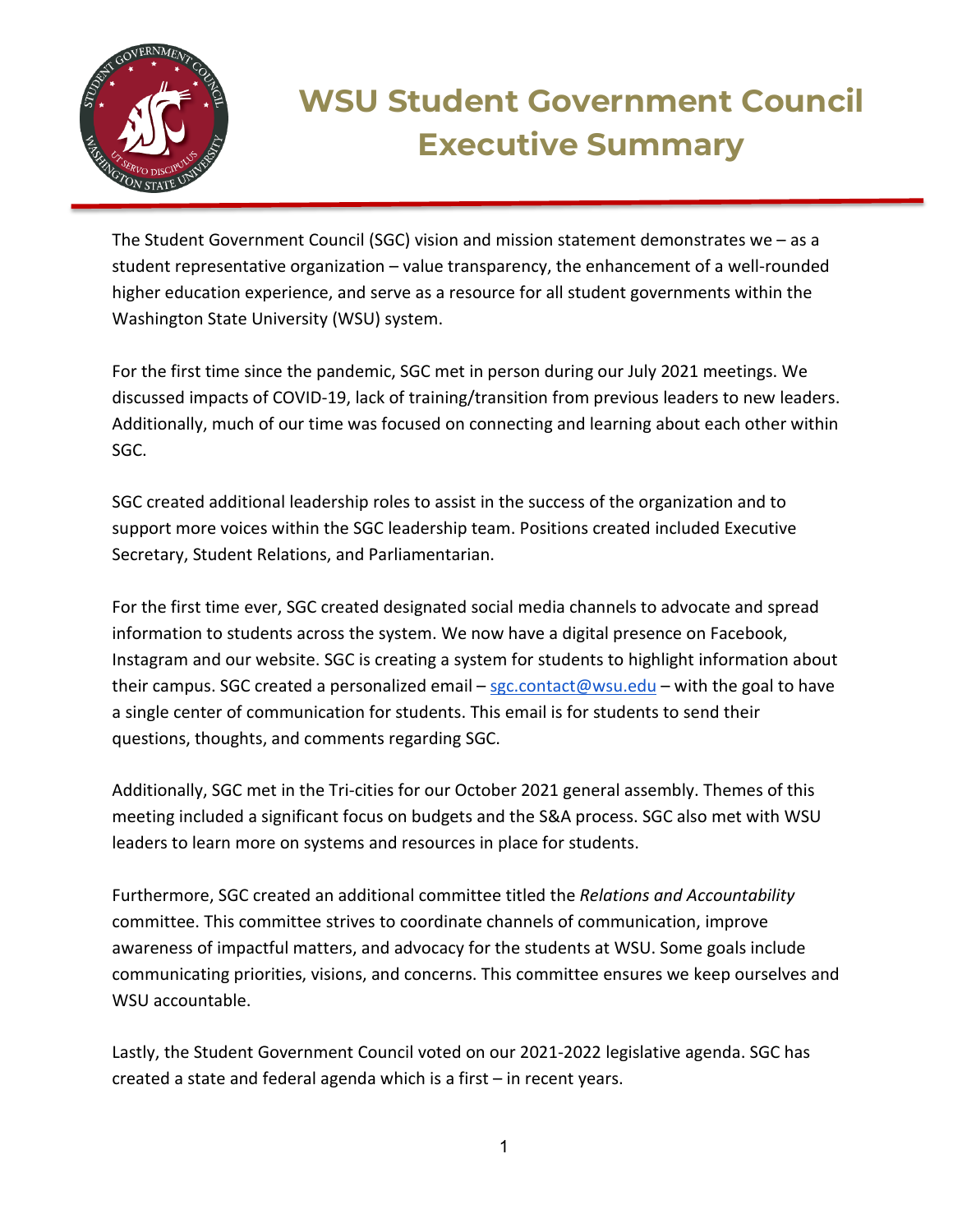# WSU Student Government Council Executive Summary

The Student Government Council (SGC) vision and mission statement demonstrates we – as a student representative organization – value transparency, the enhancement of a well-rounded higher education experience, and serve as a resource for all student governments within the Washington State University (WSU) system.

For the first time since the pandemic, SGC met in person during our July 2021 meetings. We discussed impacts of COVID-19, lack of training/transition from previous leaders to new leaders. Additionally, much of our time was focused on connecting and learning about each other within SGC.

SGC created additional leadership roles to assist in the success of the organization and to support more voices within the SGC leadership team. Positions created included Executive Secretary, Student Relations, and Parliamentarian.

For the first time ever, SGC created designated social media channels to advocate and spread information to students across the system. We now have a digital presence on Facebook, Instagram and our website. SGC is creating a system for students to highlight information about their campus. SGC created a personalized email – sgc.contact@wsu.edu – with the goal to have a single center of communication for students. This email is for students to send their questions, thoughts, and comments regarding SGC.

Additionally, SGC met in the Tri-cities for our October 2021 general assembly. Themes of this meeting included a significant focus on budgets and the S&A process. SGC also met with WSU leaders to learn more on systems and resources in place for students.

Furthermore, SGC created an additional committee titled the *Relations and Accountability* committee. This committee strives to coordinate channels of communication, improve awareness of impactful matters, and advocacy for the students at WSU. Some goals include communicating priorities, visions, and concerns. This committee ensures we keep ourselves and WSU accountable.

Lastly, the Student Government Council voted on our 2021-2022 legislative agenda. SGC has created a state and federal agenda which is a first – in recent years.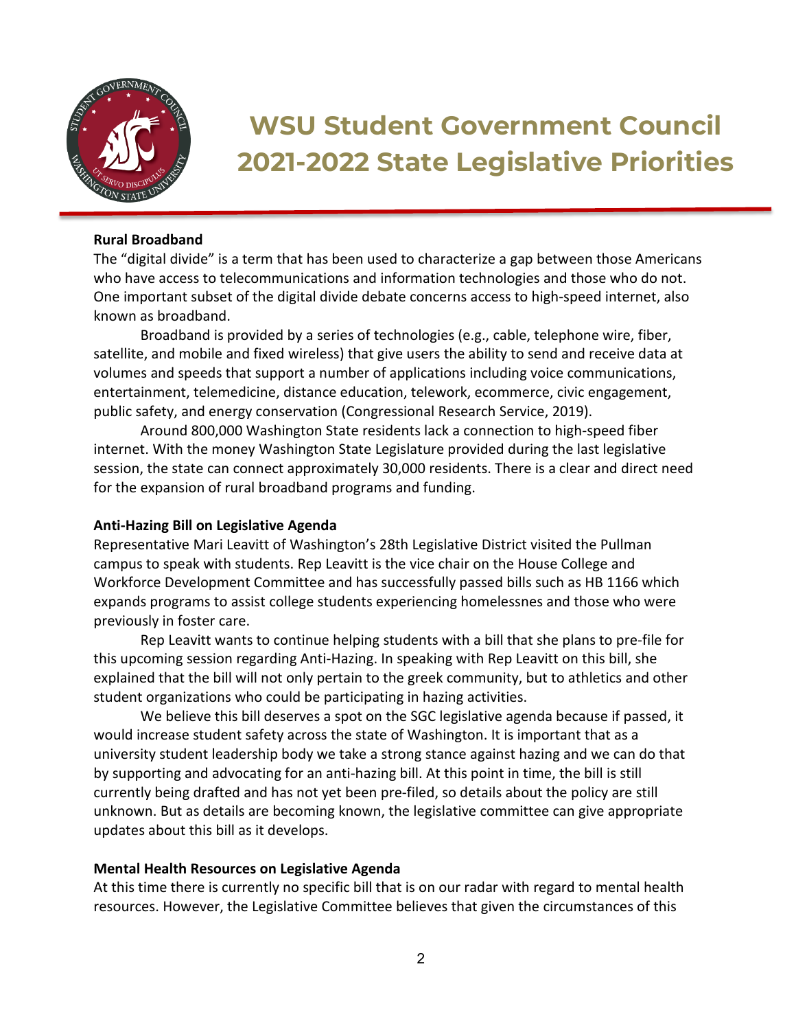# WSU Student Government Council 2021-2022 State Legislative Priorities

**Rural Broadband**

The "digital divide" is a term that has been used to characterize a gap between those Americans who have access to telecommunications and information technologies and those who do not. One important subset of the digital divide debate concerns access to high-speed internet, also known as broadband.

Broadband is provided by a series of technologies (e.g., cable, telephone wire, fiber, satellite, and mobile and fixed wireless) that give users the ability to send and receive data at volumes and speeds that support a number of applications including voice communications, entertainment, telemedicine, distance education, telework, ecommerce, civic engagement, public safety, and energy conservation (Congressional Research Service, 2019).

Around 800,000 Washington State residents lack a connection to high-speed fiber internet. With the money Washington State Legislature provided during the last legislative session, the state can connect approximately 30,000 residents. There is a clear and direct need for the expansion of rural broadband programs and funding.

**Anti-Hazing Bill on Legislative Agenda**

Representative Mari Leavitt of Washington's 28th Legislative District visited the Pullman campus to speak with students. Rep Leavitt is the vice chair on the House College and Workforce Development Committee and has successfully passed bills such as HB 1166 which expands programs to assist college students experiencing homelessnes and those who were previously in foster care.

Rep Leavitt wants to continue helping students with a bill that she plans to pre-file for this upcoming session regarding Anti-Hazing. In speaking with Rep Leavitt on this bill, she explained that the bill will not only pertain to the greek community, but to athletics and other student organizations who could be participating in hazing activities.

We believe this bill deserves a spot on the SGC legislative agenda because if passed, it would increase student safety across the state of Washington. It is important that as a university student leadership body we take a strong stance against hazing and we can do that by supporting and advocating for an anti-hazing bill. At this point in time, the bill is still currently being drafted and has not yet been pre-filed, so details about the policy are still unknown. But as details are becoming known, the legislative committee can give appropriate updates about this bill as it develops.

**Mental Health Resources on Legislative Agenda**

At this time there is currently no specific bill that is on our radar with regard to mental health resources. However, the Legislative Committee believes that given the circumstances of this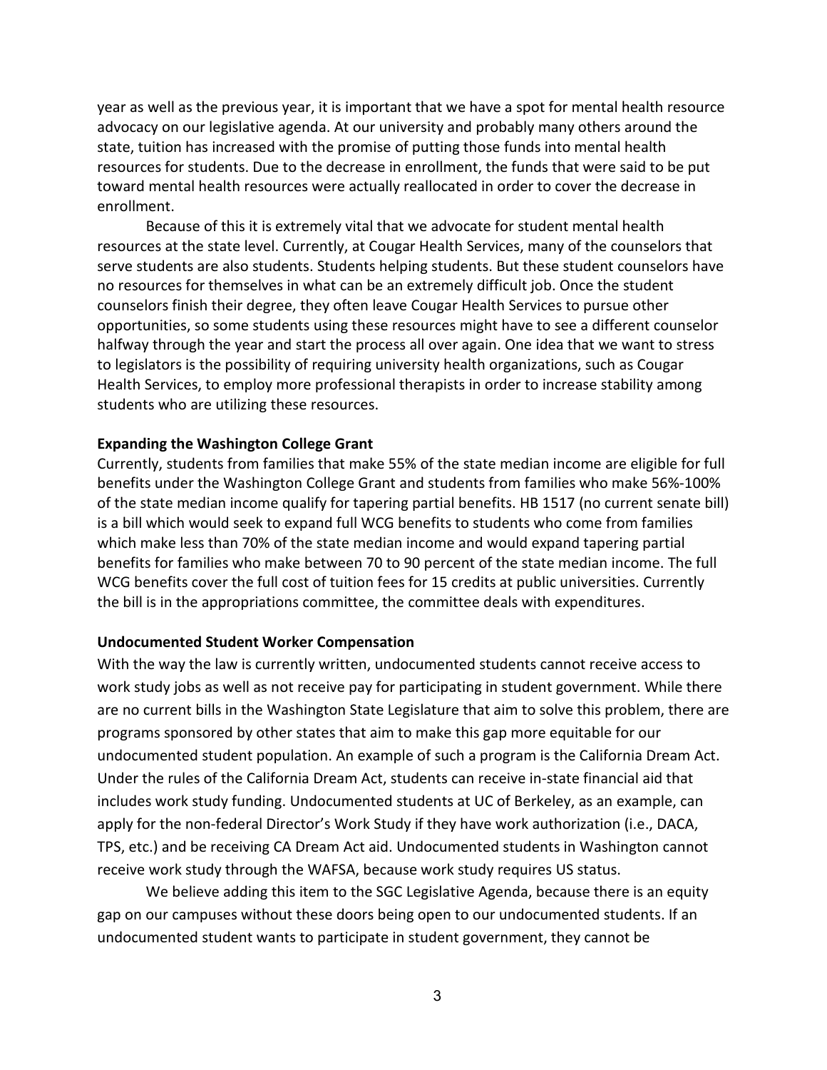year as well as the previous year, it is important that we have a spot for mental health resource advocacy on our legislative agenda. At our university and probably many others around the state, tuition has increased with the promise of putting those funds into mental health resources for students. Due to the decrease in enrollment, the funds that were said to be put toward mental health resources were actually reallocated in order to cover the decrease in enrollment.

Because of this it is extremely vital that we advocate for student mental health resources at the state level. Currently, at Cougar Health Services, many of the counselors that serve students are also students. Students helping students. But these student counselors have no resources for themselves in what can be an extremely difficult job. Once the student counselors finish their degree, they often leave Cougar Health Services to pursue other opportunities, so some students using these resources might have to see a different counselor halfway through the year and start the process all over again. One idea that we want to stress to legislators is the possibility of requiring university health organizations, such as Cougar Health Services, to employ more professional therapists in order to increase stability among students who are utilizing these resources.

**Expanding the Washington College Grant**

Currently, students from families that make 55% of the state median income are eligible for full benefits under the Washington College Grant and students from families who make 56%-100% of the state median income qualify for tapering partial benefits. HB 1517 (no current senate bill) is a bill which would seek to expand full WCG benefits to students who come from families which make less than 70% of the state median income and would expand tapering partial benefits for families who make between 70 to 90 percent of the state median income. The full WCG benefits cover the full cost of tuition fees for 15 credits at public universities. Currently the bill is in the appropriations committee, the committee deals with expenditures.

**Undocumented Student Worker Compensation**

With the way the law is currently written, undocumented students cannot receive access to work study jobs as well as not receive pay for participating in student government. While there are no current bills in the Washington State Legislature that aim to solve this problem, there are programs sponsored by other states that aim to make this gap more equitable for our undocumented student population. An example of such a program is the California Dream Act. Under the rules of the California Dream Act, students can receive in-state financial aid that includes work study funding. Undocumented students at UC of Berkeley, as an example, can apply for the non-federal Director's Work Study if they have work authorization (i.e., DACA, TPS, etc.) and be receiving CA Dream Act aid. Undocumented students in Washington cannot receive work study through the WAFSA, because work study requires US status.

We believe adding this item to the SGC Legislative Agenda, because there is an equity gap on our campuses without these doors being open to our undocumented students. If an undocumented student wants to participate in student government, they cannot be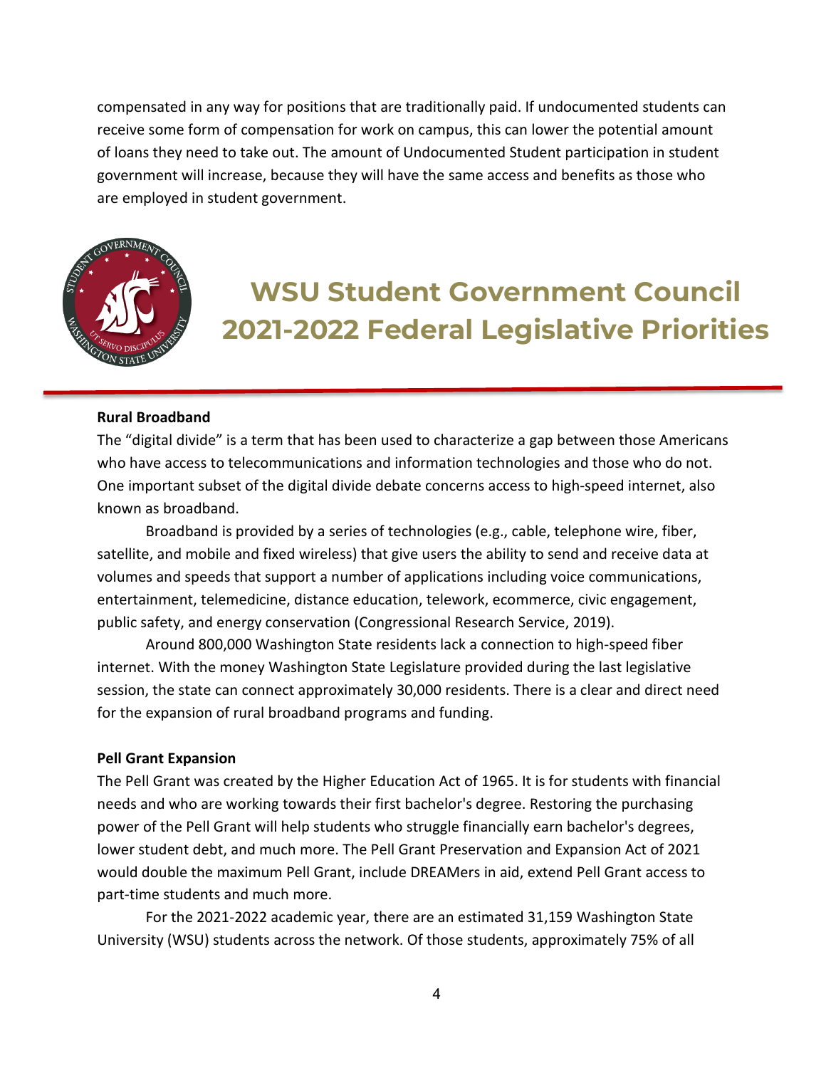compensated in any way for positions that are traditionally paid. If undocumented students can receive some form of compensation for work on campus, this can lower the potential amount of loans they need to take out. The amount of Undocumented Student participation in student government will increase, because they will have the same access and benefits as those who are employed in student government.

# WSU Student Government Council 2021-2022 Federal Legislative Priorities

**Rural Broadband**

The "digital divide" is a term that has been used to characterize a gap between those Americans who have access to telecommunications and information technologies and those who do not. One important subset of the digital divide debate concerns access to high-speed internet, also known as broadband.

Broadband is provided by a series of technologies (e.g., cable, telephone wire, fiber, satellite, and mobile and fixed wireless) that give users the ability to send and receive data at volumes and speeds that support a number of applications including voice communications, entertainment, telemedicine, distance education, telework, ecommerce, civic engagement, public safety, and energy conservation (Congressional Research Service, 2019).

Around 800,000 Washington State residents lack a connection to high-speed fiber internet. With the money Washington State Legislature provided during the last legislative session, the state can connect approximately 30,000 residents. There is a clear and direct need for the expansion of rural broadband programs and funding.

**Pell Grant Expansion**

The Pell Grant was created by the Higher Education Act of 1965. It is for students with financial needs and who are working towards their first bachelor's degree. Restoring the purchasing power of the Pell Grant will help students who struggle financially earn bachelor's degrees, lower student debt, and much more. The Pell Grant Preservation and Expansion Act of 2021 would double the maximum Pell Grant, include DREAMers in aid, extend Pell Grant access to part-time students and much more.

For the 2021-2022 academic year, there are an estimated 31,159 Washington State University (WSU) students across the network. Of those students, approximately 75% of all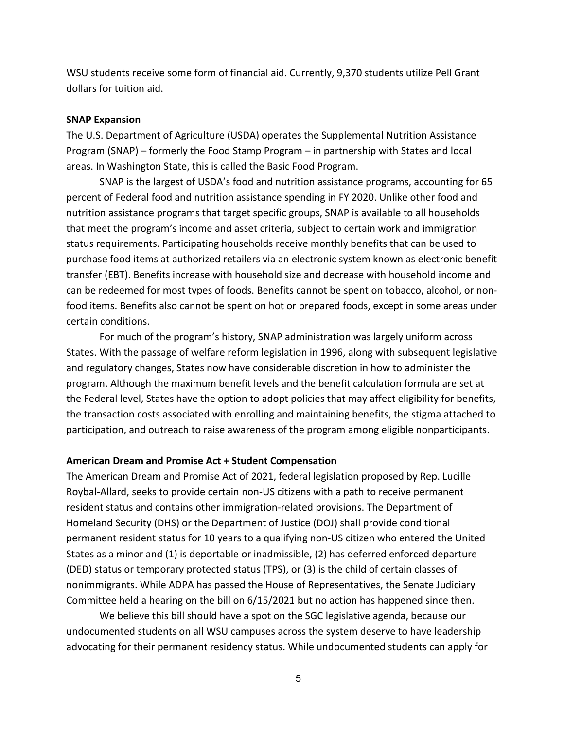WSU students receive some form of financial aid. Currently, 9,370 students utilize Pell Grant dollars for tuition aid.

**SNAP Expansion**

The U.S. Department of Agriculture (USDA) operates the Supplemental Nutrition Assistance Program (SNAP) – formerly the Food Stamp Program – in partnership with States and local areas. In Washington State, this is called the Basic Food Program.

SNAP is the largest of USDA's food and nutrition assistance programs, accounting for 65 percent of Federal food and nutrition assistance spending in FY 2020. Unlike other food and nutrition assistance programs that target specific groups, SNAP is available to all households that meet the program's income and asset criteria, subject to certain work and immigration status requirements. Participating households receive monthly benefits that can be used to purchase food items at authorized retailers via an electronic system known as electronic benefit transfer (EBT). Benefits increase with household size and decrease with household income and can be redeemed for most types of foods. Benefits cannot be spent on tobacco, alcohol, or non-food items. Benefits also cannot be spent on hot or prepared foods, except in some areas under certain conditions.

For much of the program's history, SNAP administration was largely uniform across States. With the passage of welfare reform legislation in 1996, along with subsequent legislative and regulatory changes, States now have considerable discretion in how to administer the program. Although the maximum benefit levels and the benefit calculation formula are set at the Federal level, States have the option to adopt policies that may affect eligibility for benefits, the transaction costs associated with enrolling and maintaining benefits, the stigma attached to participation, and outreach to raise awareness of the program among eligible nonparticipants.

**American Dream and Promise Act + Student Compensation**

The American Dream and Promise Act of 2021, federal legislation proposed by Rep. Lucille Roybal-Allard, seeks to provide certain non-US citizens with a path to receive permanent resident status and contains other immigration-related provisions. The Department of Homeland Security (DHS) or the Department of Justice (DOJ) shall provide conditional permanent resident status for 10 years to a qualifying non-US citizen who entered the United States as a minor and (1) is deportable or inadmissible, (2) has deferred enforced departure (DED) status or temporary protected status (TPS), or (3) is the child of certain classes of nonimmigrants. While ADPA has passed the House of Representatives, the Senate Judiciary Committee held a hearing on the bill on 6/15/2021 but no action has happened since then.

We believe this bill should have a spot on the SGC legislative agenda, because our undocumented students on all WSU campuses across the system deserve to have leadership advocating for their permanent residency status. While undocumented students can apply for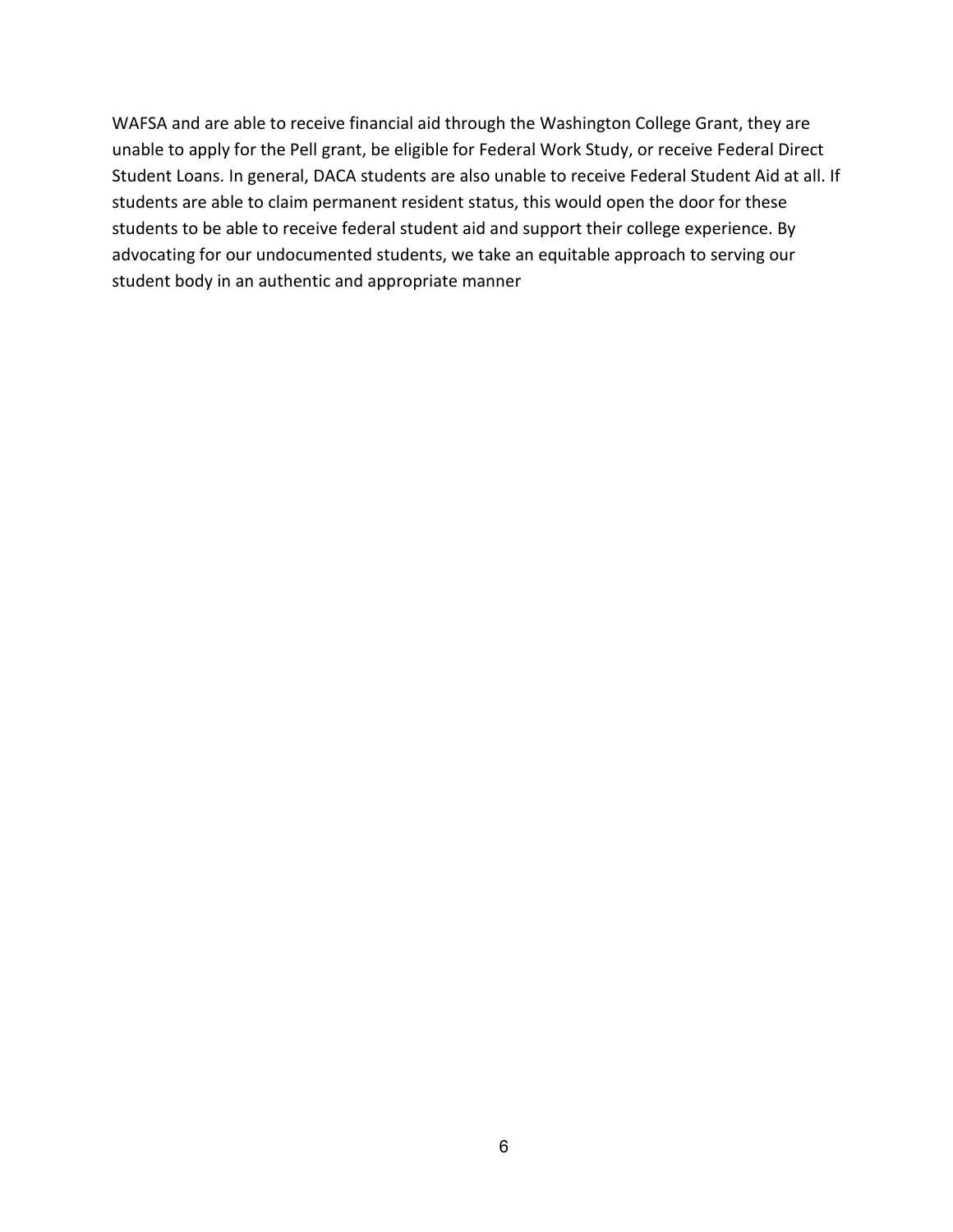WAFSA and are able to receive financial aid through the Washington College Grant, they are unable to apply for the Pell grant, be eligible for Federal Work Study, or receive Federal Direct Student Loans. In general, DACA students are also unable to receive Federal Student Aid at all. If students are able to claim permanent resident status, this would open the door for these students to be able to receive federal student aid and support their college experience. By advocating for our undocumented students, we take an equitable approach to serving our student body in an authentic and appropriate manner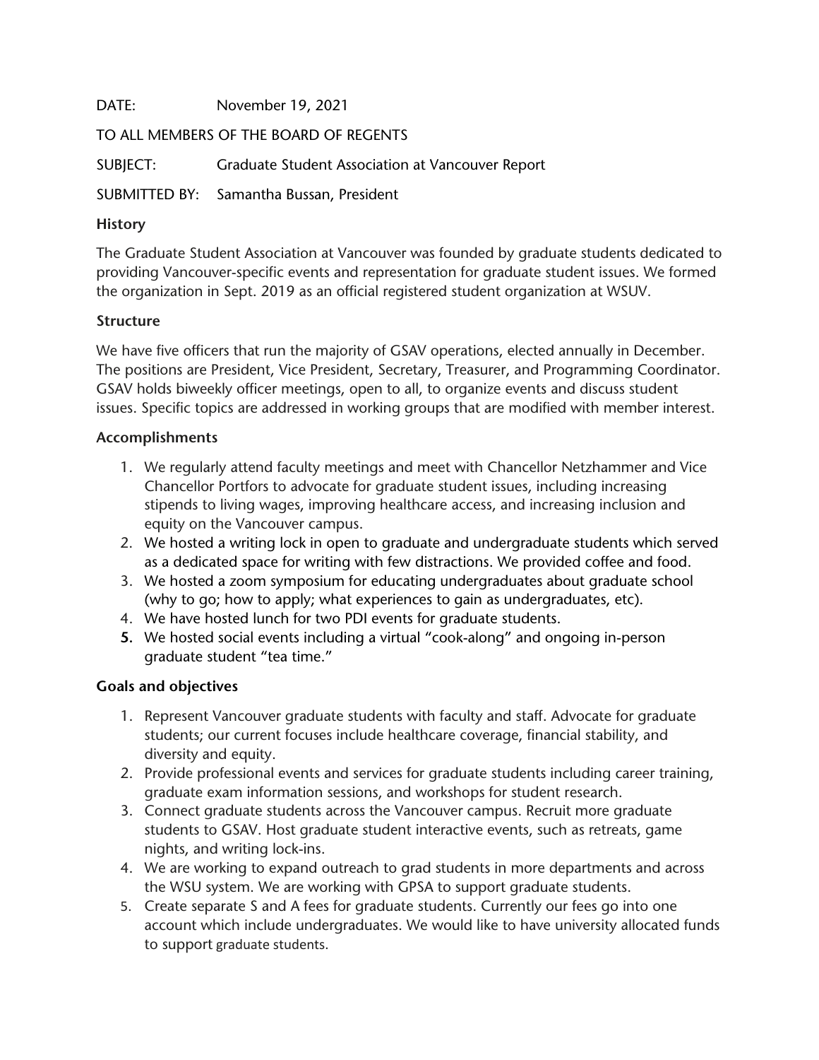DATE: November 19, 2021

TO ALL MEMBERS OF THE BOARD OF REGENTS

SUBJECT: Graduate Student Association at Vancouver Report

SUBMITTED BY: Samantha Bussan, President

**History**

The Graduate Student Association at Vancouver was founded by graduate students dedicated to providing Vancouver-specific events and representation for graduate student issues. We formed the organization in Sept. 2019 as an official registered student organization at WSUV.

**Structure**

We have five officers that run the majority of GSAV operations, elected annually in December. The positions are President, Vice President, Secretary, Treasurer, and Programming Coordinator. GSAV holds biweekly officer meetings, open to all, to organize events and discuss student issues. Specific topics are addressed in working groups that are modified with member interest.

**Accomplishments**

1. We regularly attend faculty meetings and meet with Chancellor Netzhammer and Vice Chancellor Portfors to advocate for graduate student issues, including increasing stipends to living wages, improving healthcare access, and increasing inclusion and equity on the Vancouver campus.
2. We hosted a writing lock in open to graduate and undergraduate students which served as a dedicated space for writing with few distractions. We provided coffee and food.
3. We hosted a zoom symposium for educating undergraduates about graduate school (why to go; how to apply; what experiences to gain as undergraduates, etc).
4. We have hosted lunch for two PDI events for graduate students.
5. We hosted social events including a virtual "cook-along" and ongoing in-person graduate student "tea time."

**Goals and objectives**

1. Represent Vancouver graduate students with faculty and staff. Advocate for graduate students; our current focuses include healthcare coverage, financial stability, and diversity and equity.
2. Provide professional events and services for graduate students including career training, graduate exam information sessions, and workshops for student research.
3. Connect graduate students across the Vancouver campus. Recruit more graduate students to GSAV. Host graduate student interactive events, such as retreats, game nights, and writing lock-ins.
4. We are working to expand outreach to grad students in more departments and across the WSU system. We are working with GPSA to support graduate students.
5. Create separate S and A fees for graduate students. Currently our fees go into one account which include undergraduates. We would like to have university allocated funds to support graduate students.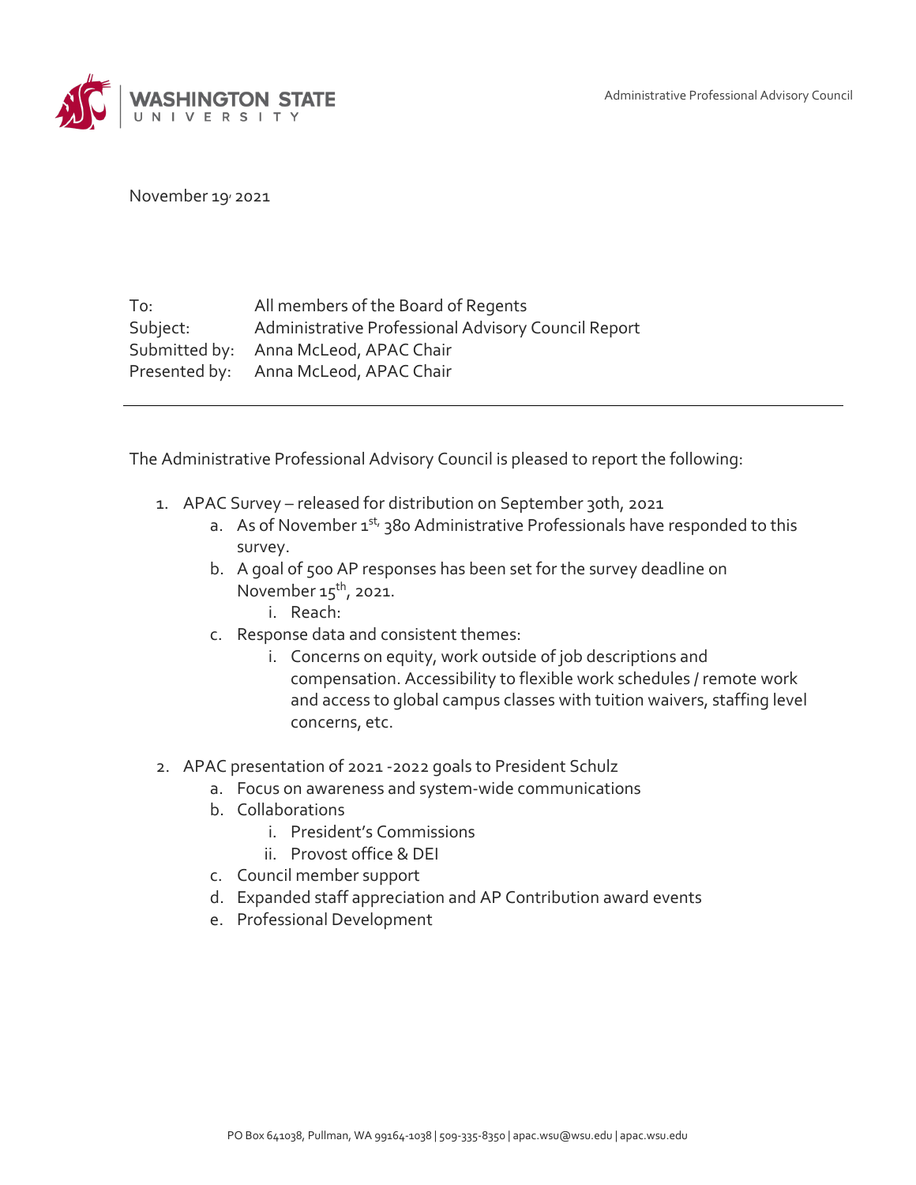Administrative Professional Advisory Council

November 19, 2021

To: All members of the Board of Regents
Subject: Administrative Professional Advisory Council Report
Submitted by: Anna McLeod, APAC Chair
Presented by: Anna McLeod, APAC Chair

---

The Administrative Professional Advisory Council is pleased to report the following:

1. APAC Survey – released for distribution on September 30th, 2021
   a. As of November 1st, 380 Administrative Professionals have responded to this survey.
   b. A goal of 500 AP responses has been set for the survey deadline on November 15th, 2021.
      i. Reach:
   c. Response data and consistent themes:
      i. Concerns on equity, work outside of job descriptions and compensation. Accessibility to flexible work schedules / remote work and access to global campus classes with tuition waivers, staffing level concerns, etc.

2. APAC presentation of 2021 -2022 goals to President Schulz
   a. Focus on awareness and system-wide communications
   b. Collaborations
      i. President's Commissions
      ii. Provost office & DEI
   c. Council member support
   d. Expanded staff appreciation and AP Contribution award events
   e. Professional Development

PO Box 641038, Pullman, WA 99164-1038 | 509-335-8350 | apac.wsu@wsu.edu | apac.wsu.edu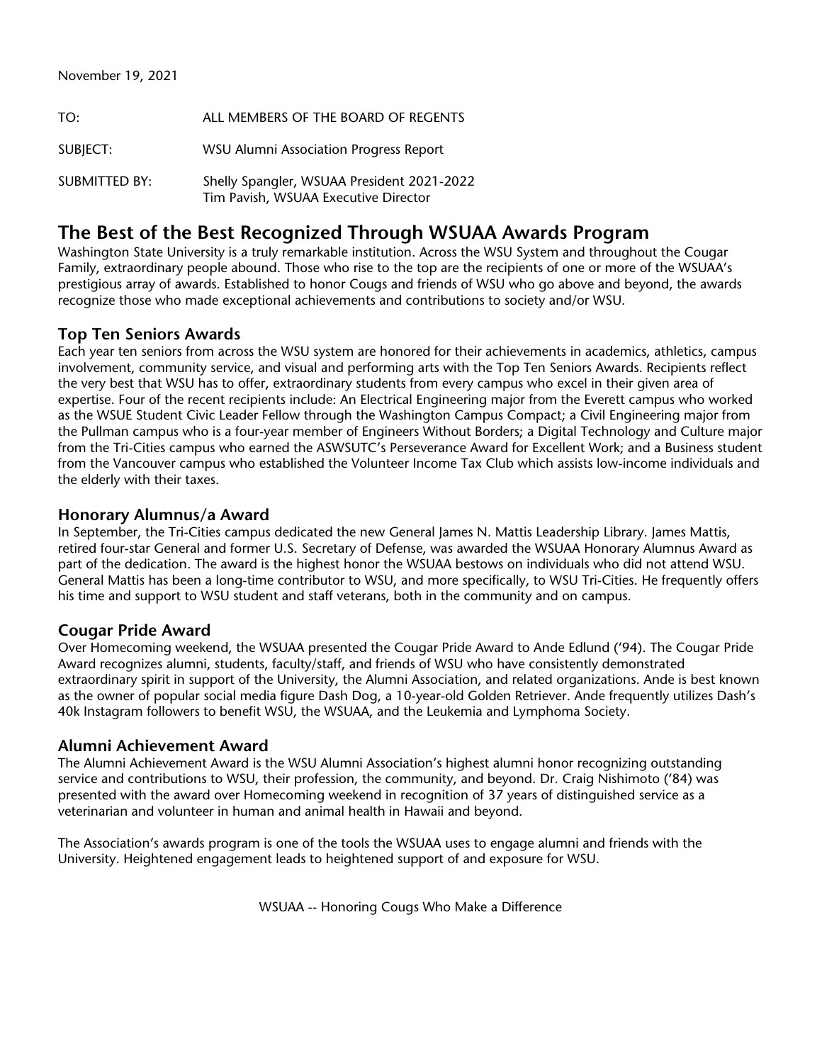November 19, 2021

TO: ALL MEMBERS OF THE BOARD OF REGENTS

SUBJECT: WSU Alumni Association Progress Report

SUBMITTED BY: Shelly Spangler, WSUAA President 2021-2022
Tim Pavish, WSUAA Executive Director

## The Best of the Best Recognized Through WSUAA Awards Program

Washington State University is a truly remarkable institution. Across the WSU System and throughout the Cougar Family, extraordinary people abound. Those who rise to the top are the recipients of one or more of the WSUAA's prestigious array of awards. Established to honor Cougs and friends of WSU who go above and beyond, the awards recognize those who made exceptional achievements and contributions to society and/or WSU.

### Top Ten Seniors Awards

Each year ten seniors from across the WSU system are honored for their achievements in academics, athletics, campus involvement, community service, and visual and performing arts with the Top Ten Seniors Awards. Recipients reflect the very best that WSU has to offer, extraordinary students from every campus who excel in their given area of expertise. Four of the recent recipients include: An Electrical Engineering major from the Everett campus who worked as the WSUE Student Civic Leader Fellow through the Washington Campus Compact; a Civil Engineering major from the Pullman campus who is a four-year member of Engineers Without Borders; a Digital Technology and Culture major from the Tri-Cities campus who earned the ASWSUTC's Perseverance Award for Excellent Work; and a Business student from the Vancouver campus who established the Volunteer Income Tax Club which assists low-income individuals and the elderly with their taxes.

### Honorary Alumnus/a Award

In September, the Tri-Cities campus dedicated the new General James N. Mattis Leadership Library. James Mattis, retired four-star General and former U.S. Secretary of Defense, was awarded the WSUAA Honorary Alumnus Award as part of the dedication. The award is the highest honor the WSUAA bestows on individuals who did not attend WSU. General Mattis has been a long-time contributor to WSU, and more specifically, to WSU Tri-Cities. He frequently offers his time and support to WSU student and staff veterans, both in the community and on campus.

### Cougar Pride Award

Over Homecoming weekend, the WSUAA presented the Cougar Pride Award to Ande Edlund ('94). The Cougar Pride Award recognizes alumni, students, faculty/staff, and friends of WSU who have consistently demonstrated extraordinary spirit in support of the University, the Alumni Association, and related organizations. Ande is best known as the owner of popular social media figure Dash Dog, a 10-year-old Golden Retriever. Ande frequently utilizes Dash's 40k Instagram followers to benefit WSU, the WSUAA, and the Leukemia and Lymphoma Society.

### Alumni Achievement Award

The Alumni Achievement Award is the WSU Alumni Association's highest alumni honor recognizing outstanding service and contributions to WSU, their profession, the community, and beyond. Dr. Craig Nishimoto ('84) was presented with the award over Homecoming weekend in recognition of 37 years of distinguished service as a veterinarian and volunteer in human and animal health in Hawaii and beyond.

The Association's awards program is one of the tools the WSUAA uses to engage alumni and friends with the University. Heightened engagement leads to heightened support of and exposure for WSU.

WSUAA -- Honoring Cougs Who Make a Difference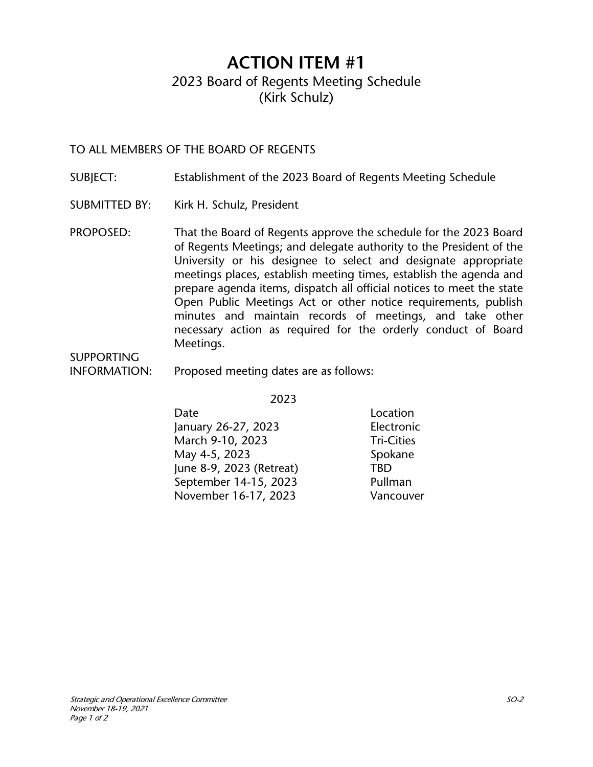# ACTION ITEM #1

2023 Board of Regents Meeting Schedule
(Kirk Schulz)

TO ALL MEMBERS OF THE BOARD OF REGENTS

SUBJECT: Establishment of the 2023 Board of Regents Meeting Schedule

SUBMITTED BY: Kirk H. Schulz, President

PROPOSED: That the Board of Regents approve the schedule for the 2023 Board of Regents Meetings; and delegate authority to the President of the University or his designee to select and designate appropriate meetings places, establish meeting times, establish the agenda and prepare agenda items, dispatch all official notices to meet the state Open Public Meetings Act or other notice requirements, publish minutes and maintain records of meetings, and take other necessary action as required for the orderly conduct of Board Meetings.

SUPPORTING INFORMATION: Proposed meeting dates are as follows:

2023

| Date | Location |
| --- | --- |
| January 26-27, 2023 | Electronic |
| March 9-10, 2023 | Tri-Cities |
| May 4-5, 2023 | Spokane |
| June 8-9, 2023 (Retreat) | TBD |
| September 14-15, 2023 | Pullman |
| November 16-17, 2023 | Vancouver |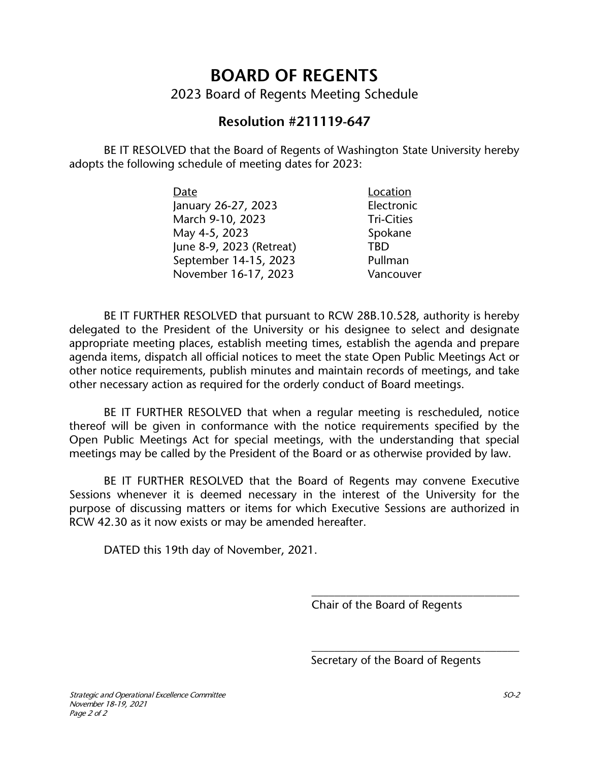# BOARD OF REGENTS

2023 Board of Regents Meeting Schedule

## Resolution #211119-647

BE IT RESOLVED that the Board of Regents of Washington State University hereby adopts the following schedule of meeting dates for 2023:

| Date | Location |
|---|---|
| January 26-27, 2023 | Electronic |
| March 9-10, 2023 | Tri-Cities |
| May 4-5, 2023 | Spokane |
| June 8-9, 2023 (Retreat) | TBD |
| September 14-15, 2023 | Pullman |
| November 16-17, 2023 | Vancouver |

BE IT FURTHER RESOLVED that pursuant to RCW 28B.10.528, authority is hereby delegated to the President of the University or his designee to select and designate appropriate meeting places, establish meeting times, establish the agenda and prepare agenda items, dispatch all official notices to meet the state Open Public Meetings Act or other notice requirements, publish minutes and maintain records of meetings, and take other necessary action as required for the orderly conduct of Board meetings.

BE IT FURTHER RESOLVED that when a regular meeting is rescheduled, notice thereof will be given in conformance with the notice requirements specified by the Open Public Meetings Act for special meetings, with the understanding that special meetings may be called by the President of the Board or as otherwise provided by law.

BE IT FURTHER RESOLVED that the Board of Regents may convene Executive Sessions whenever it is deemed necessary in the interest of the University for the purpose of discussing matters or items for which Executive Sessions are authorized in RCW 42.30 as it now exists or may be amended hereafter.

DATED this 19th day of November, 2021.

______________________________________
Chair of the Board of Regents

______________________________________
Secretary of the Board of Regents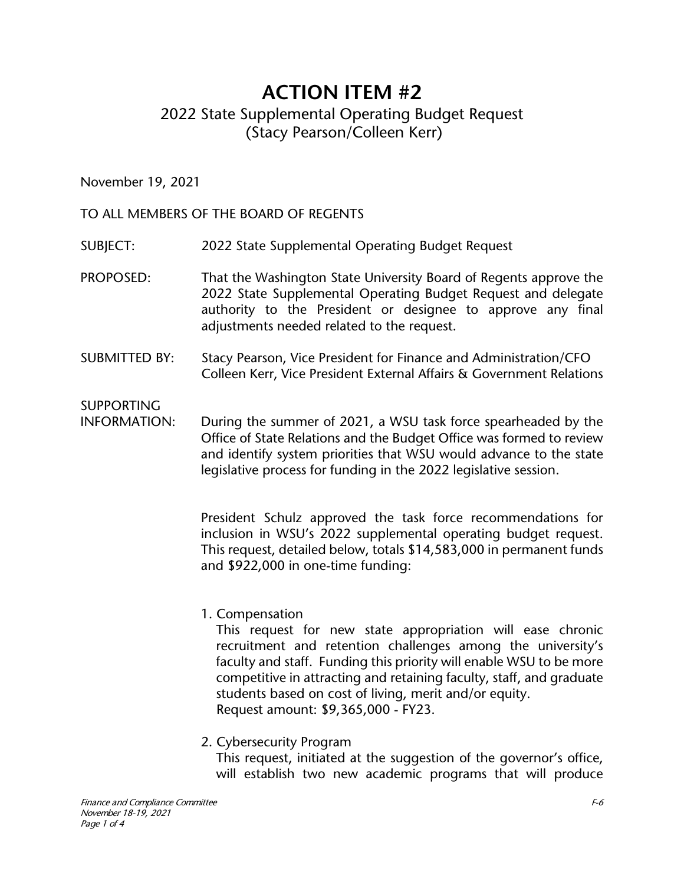# ACTION ITEM #2

2022 State Supplemental Operating Budget Request
(Stacy Pearson/Colleen Kerr)

November 19, 2021

TO ALL MEMBERS OF THE BOARD OF REGENTS

SUBJECT: 2022 State Supplemental Operating Budget Request

PROPOSED: That the Washington State University Board of Regents approve the 2022 State Supplemental Operating Budget Request and delegate authority to the President or designee to approve any final adjustments needed related to the request.

SUBMITTED BY: Stacy Pearson, Vice President for Finance and Administration/CFO
Colleen Kerr, Vice President External Affairs & Government Relations

SUPPORTING INFORMATION: During the summer of 2021, a WSU task force spearheaded by the Office of State Relations and the Budget Office was formed to review and identify system priorities that WSU would advance to the state legislative process for funding in the 2022 legislative session.

President Schulz approved the task force recommendations for inclusion in WSU's 2022 supplemental operating budget request. This request, detailed below, totals $14,583,000 in permanent funds and $922,000 in one-time funding:

1. Compensation
   This request for new state appropriation will ease chronic recruitment and retention challenges among the university's faculty and staff. Funding this priority will enable WSU to be more competitive in attracting and retaining faculty, staff, and graduate students based on cost of living, merit and/or equity.
   Request amount: $9,365,000 - FY23.

2. Cybersecurity Program
   This request, initiated at the suggestion of the governor's office, will establish two new academic programs that will produce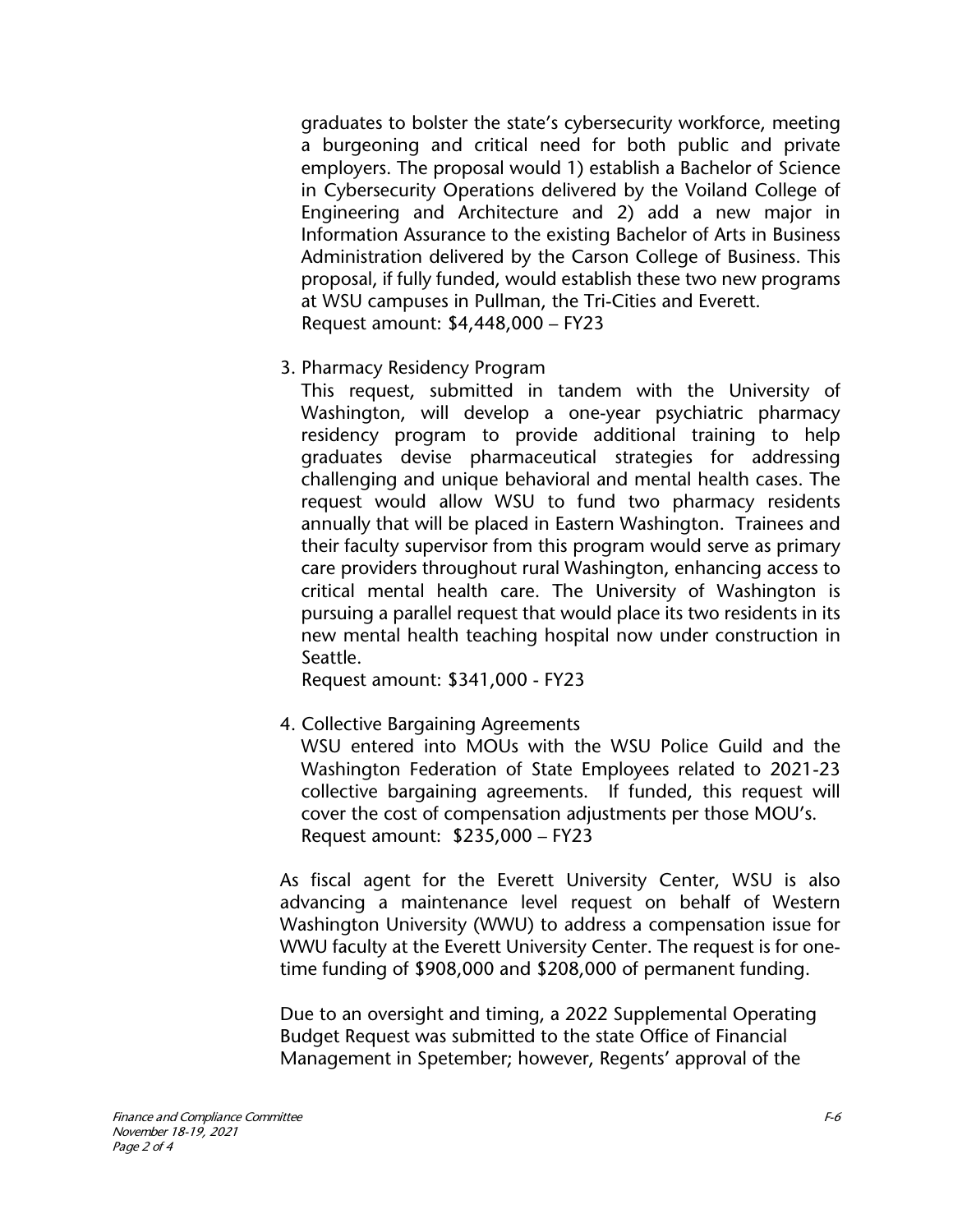graduates to bolster the state's cybersecurity workforce, meeting a burgeoning and critical need for both public and private employers. The proposal would 1) establish a Bachelor of Science in Cybersecurity Operations delivered by the Voiland College of Engineering and Architecture and 2) add a new major in Information Assurance to the existing Bachelor of Arts in Business Administration delivered by the Carson College of Business. This proposal, if fully funded, would establish these two new programs at WSU campuses in Pullman, the Tri-Cities and Everett.
Request amount: $4,448,000 – FY23

3. Pharmacy Residency Program
   This request, submitted in tandem with the University of Washington, will develop a one-year psychiatric pharmacy residency program to provide additional training to help graduates devise pharmaceutical strategies for addressing challenging and unique behavioral and mental health cases. The request would allow WSU to fund two pharmacy residents annually that will be placed in Eastern Washington. Trainees and their faculty supervisor from this program would serve as primary care providers throughout rural Washington, enhancing access to critical mental health care. The University of Washington is pursuing a parallel request that would place its two residents in its new mental health teaching hospital now under construction in Seattle.
   Request amount: $341,000 - FY23

4. Collective Bargaining Agreements
   WSU entered into MOUs with the WSU Police Guild and the Washington Federation of State Employees related to 2021-23 collective bargaining agreements. If funded, this request will cover the cost of compensation adjustments per those MOU's.
   Request amount: $235,000 – FY23

As fiscal agent for the Everett University Center, WSU is also advancing a maintenance level request on behalf of Western Washington University (WWU) to address a compensation issue for WWU faculty at the Everett University Center. The request is for one-time funding of $908,000 and $208,000 of permanent funding.

Due to an oversight and timing, a 2022 Supplemental Operating Budget Request was submitted to the state Office of Financial Management in Spetember; however, Regents' approval of the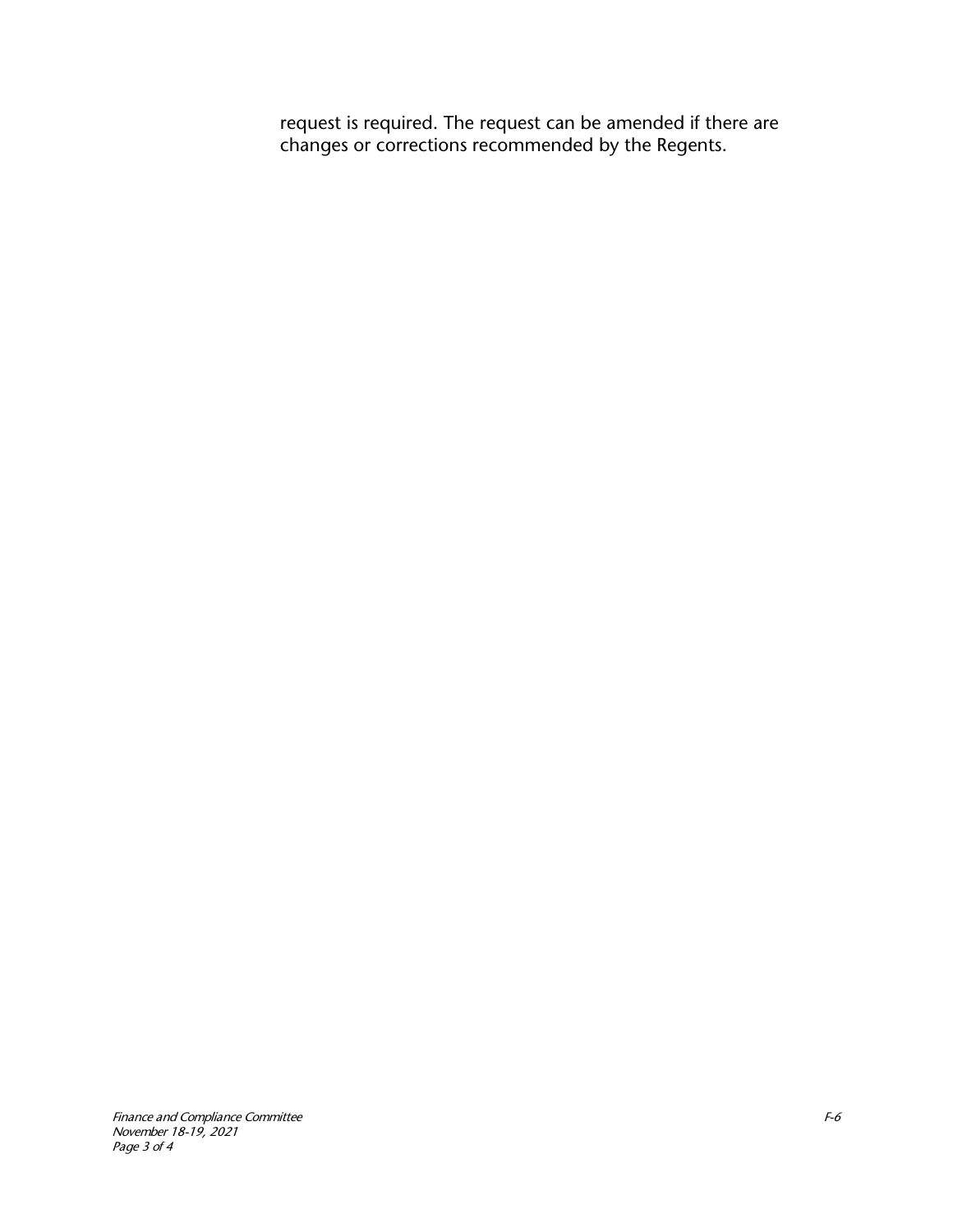request is required. The request can be amended if there are changes or corrections recommended by the Regents.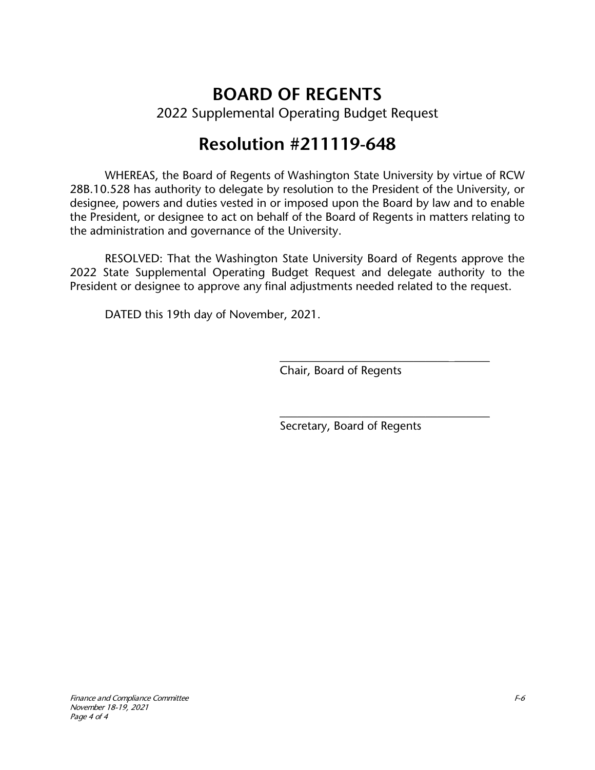# BOARD OF REGENTS

2022 Supplemental Operating Budget Request

# Resolution #211119-648

WHEREAS, the Board of Regents of Washington State University by virtue of RCW 28B.10.528 has authority to delegate by resolution to the President of the University, or designee, powers and duties vested in or imposed upon the Board by law and to enable the President, or designee to act on behalf of the Board of Regents in matters relating to the administration and governance of the University.

RESOLVED: That the Washington State University Board of Regents approve the 2022 State Supplemental Operating Budget Request and delegate authority to the President or designee to approve any final adjustments needed related to the request.

DATED this 19th day of November, 2021.

\_\_\_\_\_\_\_\_\_\_\_\_\_\_\_\_\_\_\_\_\_\_\_\_\_\_\_\_\_\_\_\_\_\_\_\_

Chair, Board of Regents

\_\_\_\_\_\_\_\_\_\_\_\_\_\_\_\_\_\_\_\_\_\_\_\_\_\_\_\_\_\_\_\_\_\_\_\_

Secretary, Board of Regents